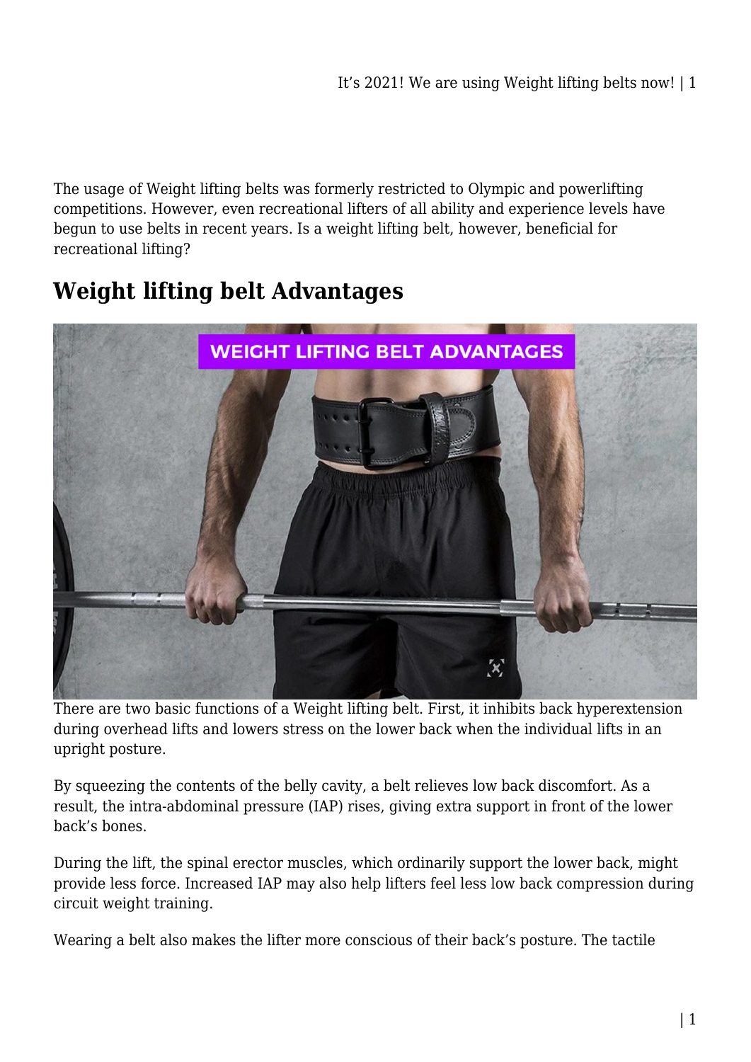The usage of Weight lifting belts was formerly restricted to Olympic and powerlifting competitions. However, even recreational lifters of all ability and experience levels have begun to use belts in recent years. Is a weight lifting belt, however, beneficial for recreational lifting?

## Weight lifting belt Advantages

There are two basic functions of a Weight lifting belt. First, it inhibits back hyperextension during overhead lifts and lowers stress on the lower back when the individual lifts in an upright posture.

By squeezing the contents of the belly cavity, a belt relieves low back discomfort. As a result, the intra-abdominal pressure (IAP) rises, giving extra support in front of the lower back's bones.

During the lift, the spinal erector muscles, which ordinarily support the lower back, might provide less force. Increased IAP may also help lifters feel less low back compression during circuit weight training.

Wearing a belt also makes the lifter more conscious of their back's posture. The tactile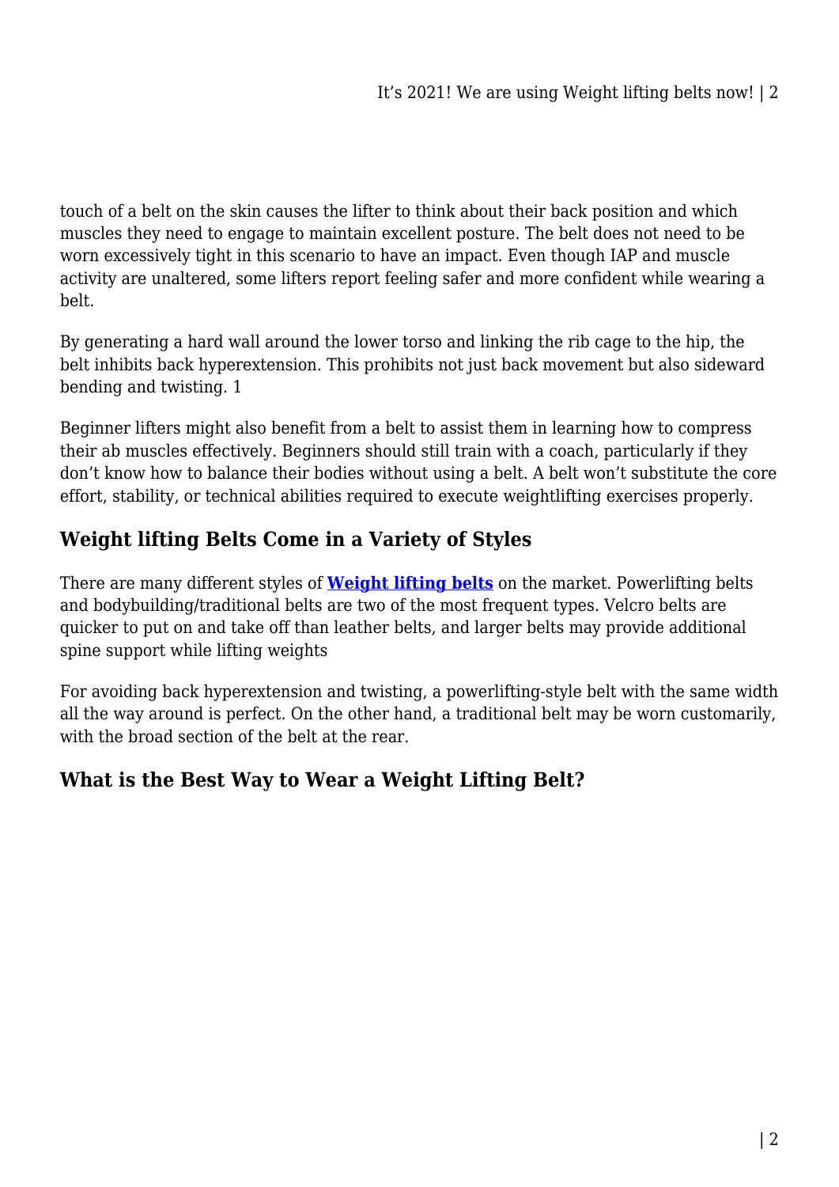touch of a belt on the skin causes the lifter to think about their back position and which muscles they need to engage to maintain excellent posture. The belt does not need to be worn excessively tight in this scenario to have an impact. Even though IAP and muscle activity are unaltered, some lifters report feeling safer and more confident while wearing a belt.

By generating a hard wall around the lower torso and linking the rib cage to the hip, the belt inhibits back hyperextension. This prohibits not just back movement but also sideward bending and twisting. 1

Beginner lifters might also benefit from a belt to assist them in learning how to compress their ab muscles effectively. Beginners should still train with a coach, particularly if they don't know how to balance their bodies without using a belt. A belt won't substitute the core effort, stability, or technical abilities required to execute weightlifting exercises properly.

## Weight lifting Belts Come in a Variety of Styles

There are many different styles of **Weight lifting belts** on the market. Powerlifting belts and bodybuilding/traditional belts are two of the most frequent types. Velcro belts are quicker to put on and take off than leather belts, and larger belts may provide additional spine support while lifting weights

For avoiding back hyperextension and twisting, a powerlifting-style belt with the same width all the way around is perfect. On the other hand, a traditional belt may be worn customarily, with the broad section of the belt at the rear.

## What is the Best Way to Wear a Weight Lifting Belt?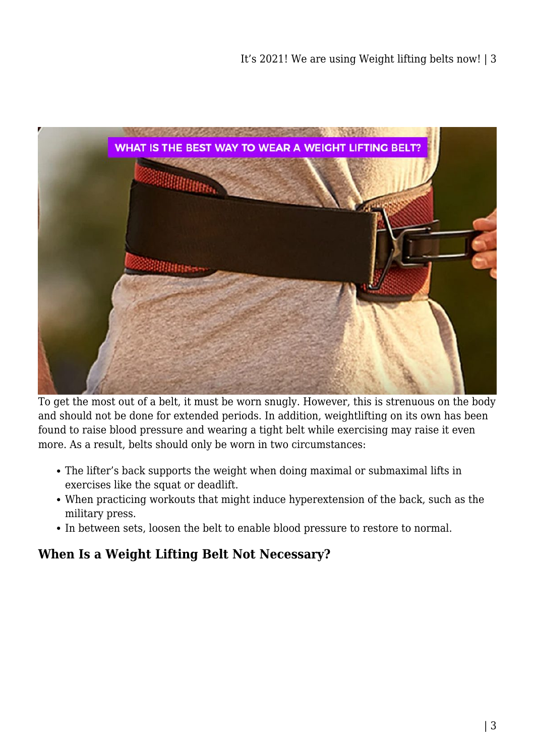To get the most out of a belt, it must be worn snugly. However, this is strenuous on the body and should not be done for extended periods. In addition, weightlifting on its own has been found to raise blood pressure and wearing a tight belt while exercising may raise it even more. As a result, belts should only be worn in two circumstances:

- The lifter's back supports the weight when doing maximal or submaximal lifts in exercises like the squat or deadlift.
- When practicing workouts that might induce hyperextension of the back, such as the military press.
- In between sets, loosen the belt to enable blood pressure to restore to normal.

## When Is a Weight Lifting Belt Not Necessary?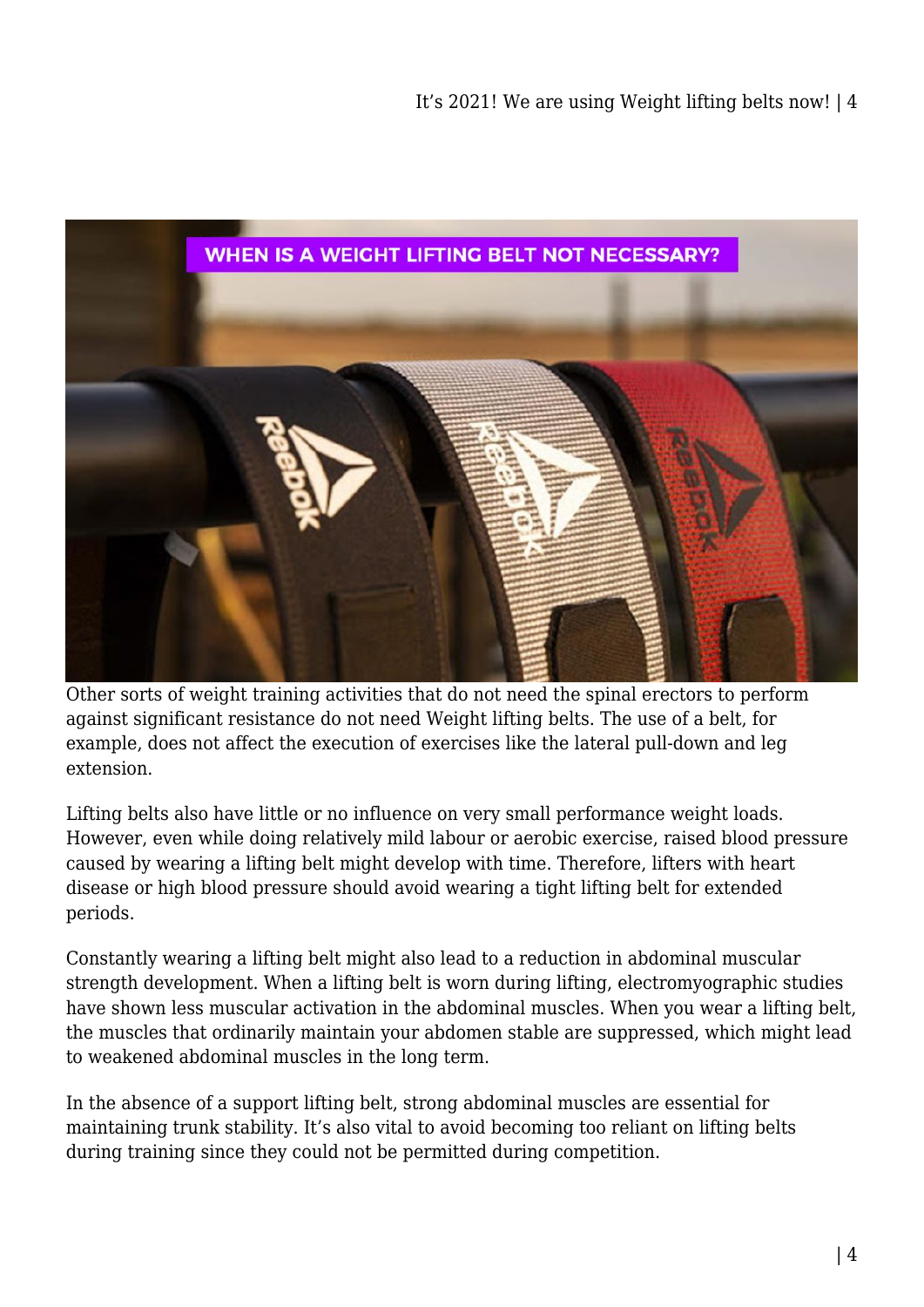Other sorts of weight training activities that do not need the spinal erectors to perform against significant resistance do not need Weight lifting belts. The use of a belt, for example, does not affect the execution of exercises like the lateral pull-down and leg extension.

Lifting belts also have little or no influence on very small performance weight loads. However, even while doing relatively mild labour or aerobic exercise, raised blood pressure caused by wearing a lifting belt might develop with time. Therefore, lifters with heart disease or high blood pressure should avoid wearing a tight lifting belt for extended periods.

Constantly wearing a lifting belt might also lead to a reduction in abdominal muscular strength development. When a lifting belt is worn during lifting, electromyographic studies have shown less muscular activation in the abdominal muscles. When you wear a lifting belt, the muscles that ordinarily maintain your abdomen stable are suppressed, which might lead to weakened abdominal muscles in the long term.

In the absence of a support lifting belt, strong abdominal muscles are essential for maintaining trunk stability. It's also vital to avoid becoming too reliant on lifting belts during training since they could not be permitted during competition.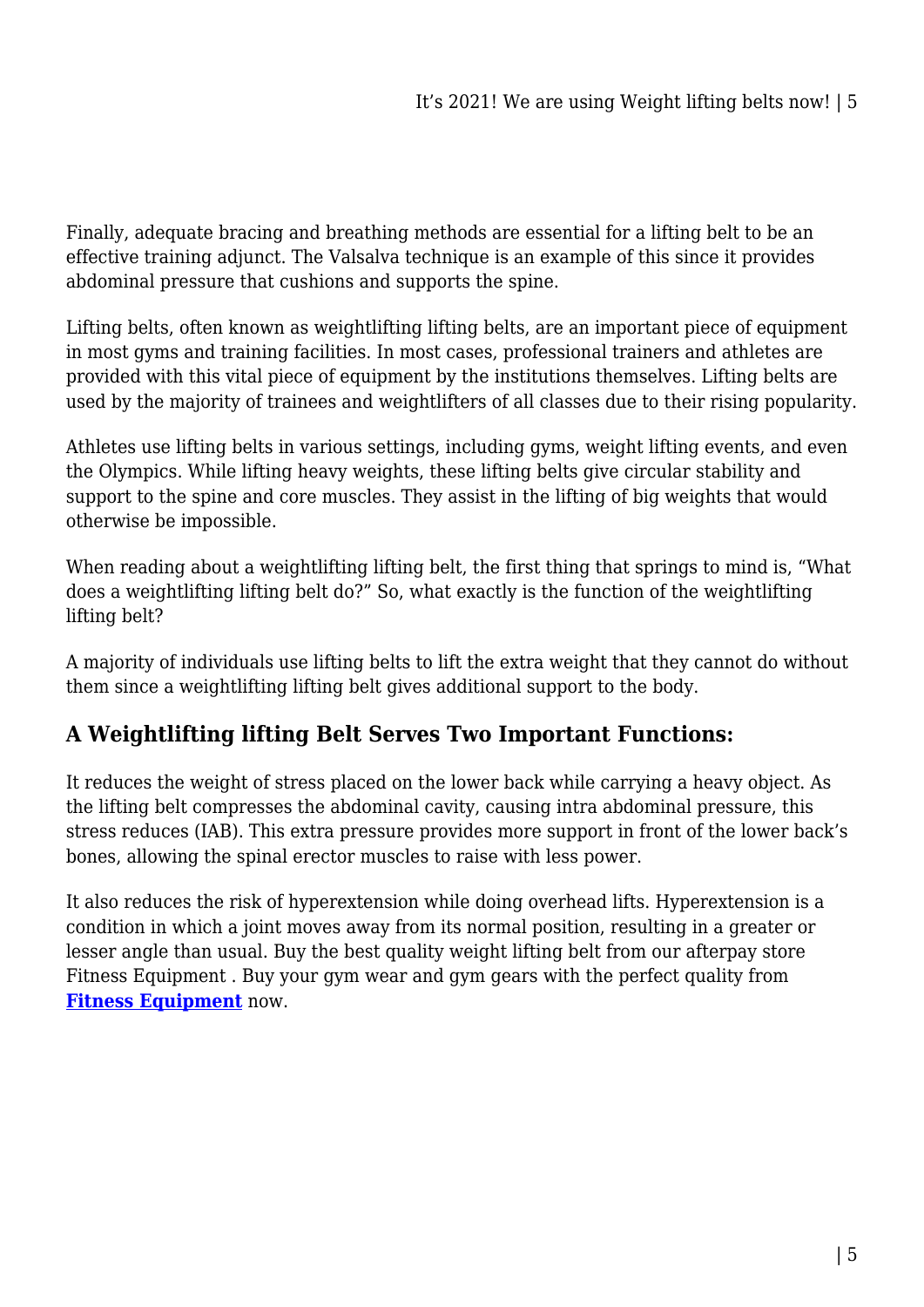Finally, adequate bracing and breathing methods are essential for a lifting belt to be an effective training adjunct. The Valsalva technique is an example of this since it provides abdominal pressure that cushions and supports the spine.

Lifting belts, often known as weightlifting lifting belts, are an important piece of equipment in most gyms and training facilities. In most cases, professional trainers and athletes are provided with this vital piece of equipment by the institutions themselves. Lifting belts are used by the majority of trainees and weightlifters of all classes due to their rising popularity.

Athletes use lifting belts in various settings, including gyms, weight lifting events, and even the Olympics. While lifting heavy weights, these lifting belts give circular stability and support to the spine and core muscles. They assist in the lifting of big weights that would otherwise be impossible.

When reading about a weightlifting lifting belt, the first thing that springs to mind is, "What does a weightlifting lifting belt do?" So, what exactly is the function of the weightlifting lifting belt?

A majority of individuals use lifting belts to lift the extra weight that they cannot do without them since a weightlifting lifting belt gives additional support to the body.

### A Weightlifting lifting Belt Serves Two Important Functions:

It reduces the weight of stress placed on the lower back while carrying a heavy object. As the lifting belt compresses the abdominal cavity, causing intra abdominal pressure, this stress reduces (IAB). This extra pressure provides more support in front of the lower back's bones, allowing the spinal erector muscles to raise with less power.

It also reduces the risk of hyperextension while doing overhead lifts. Hyperextension is a condition in which a joint moves away from its normal position, resulting in a greater or lesser angle than usual. Buy the best quality weight lifting belt from our afterpay store Fitness Equipment . Buy your gym wear and gym gears with the perfect quality from **Fitness Equipment** now.